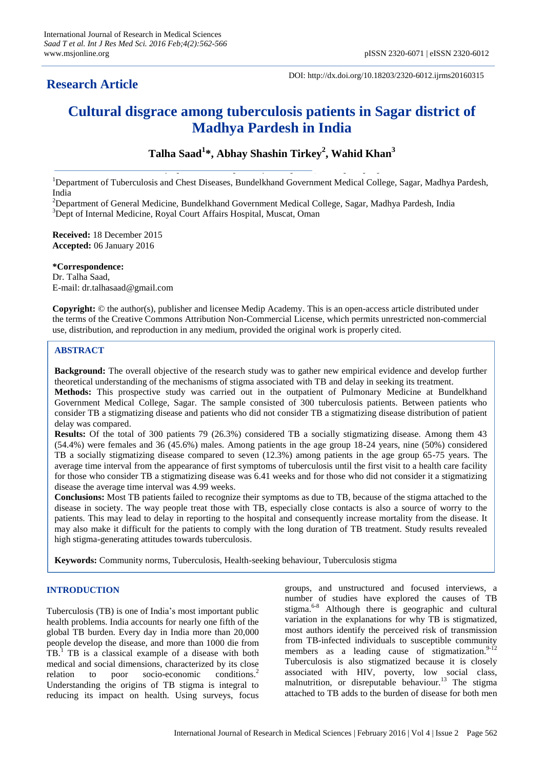DOI: http://dx.doi.org/10.18203/2320-6012.ijrms20160315

**Research Article**

# Cultural disgrace among tuberculosis patients in Sagar district of Madhya Pardesh in India

**Talha Saad[1]*, Abhay Shashin Tirkey[2], Wahid Khan[3]**

[1]Department of Tuberculosis and Chest Diseases, Bundelkhand Government Medical College, Sagar, Madhya Pardesh, India

[2]Department of General Medicine, Bundelkhand Government Medical College, Sagar, Madhya Pardesh, India

[3]Dept of Internal Medicine, Royal Court Affairs Hospital, Muscat, Oman

**Received:** 18 December 2015
**Accepted:** 06 January 2016

***Correspondence:**
Dr. Talha Saad,
E-mail: dr.talhasaad@gmail.com

**Copyright:** © the author(s), publisher and licensee Medip Academy. This is an open-access article distributed under the terms of the Creative Commons Attribution Non-Commercial License, which permits unrestricted non-commercial use, distribution, and reproduction in any medium, provided the original work is properly cited.

## ABSTRACT

**Background:** The overall objective of the research study was to gather new empirical evidence and develop further theoretical understanding of the mechanisms of stigma associated with TB and delay in seeking its treatment.

**Methods:** This prospective study was carried out in the outpatient of Pulmonary Medicine at Bundelkhand Government Medical College, Sagar. The sample consisted of 300 tuberculosis patients. Between patients who consider TB a stigmatizing disease and patients who did not consider TB a stigmatizing disease distribution of patient delay was compared.

**Results:** Of the total of 300 patients 79 (26.3%) considered TB a socially stigmatizing disease. Among them 43 (54.4%) were females and 36 (45.6%) males. Among patients in the age group 18-24 years, nine (50%) considered TB a socially stigmatizing disease compared to seven (12.3%) among patients in the age group 65-75 years. The average time interval from the appearance of first symptoms of tuberculosis until the first visit to a health care facility for those who consider TB a stigmatizing disease was 6.41 weeks and for those who did not consider it a stigmatizing disease the average time interval was 4.99 weeks.

**Conclusions:** Most TB patients failed to recognize their symptoms as due to TB, because of the stigma attached to the disease in society. The way people treat those with TB, especially close contacts is also a source of worry to the patients. This may lead to delay in reporting to the hospital and consequently increase mortality from the disease. It may also make it difficult for the patients to comply with the long duration of TB treatment. Study results revealed high stigma-generating attitudes towards tuberculosis.

**Keywords:** Community norms, Tuberculosis, Health-seeking behaviour, Tuberculosis stigma

## INTRODUCTION

Tuberculosis (TB) is one of India's most important public health problems. India accounts for nearly one fifth of the global TB burden. Every day in India more than 20,000 people develop the disease, and more than 1000 die from TB.[1] TB is a classical example of a disease with both medical and social dimensions, characterized by its close relation to poor socio-economic conditions.[2] Understanding the origins of TB stigma is integral to reducing its impact on health. Using surveys, focus groups, and unstructured and focused interviews, a number of studies have explored the causes of TB stigma.[6-8] Although there is geographic and cultural variation in the explanations for why TB is stigmatized, most authors identify the perceived risk of transmission from TB-infected individuals to susceptible community members as a leading cause of stigmatization.[9-12] Tuberculosis is also stigmatized because it is closely associated with HIV, poverty, low social class, malnutrition, or disreputable behaviour.[13] The stigma attached to TB adds to the burden of disease for both men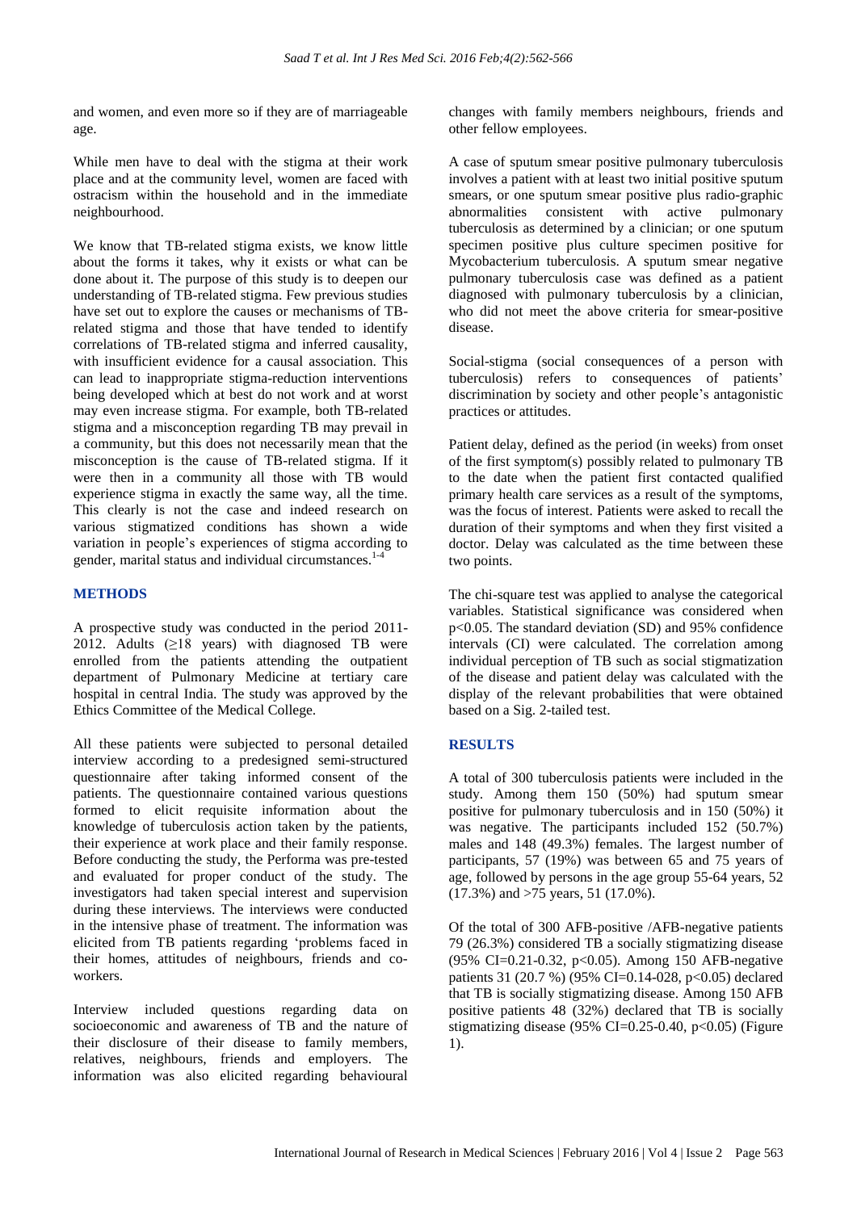and women, and even more so if they are of marriageable age.

While men have to deal with the stigma at their work place and at the community level, women are faced with ostracism within the household and in the immediate neighbourhood.

We know that TB-related stigma exists, we know little about the forms it takes, why it exists or what can be done about it. The purpose of this study is to deepen our understanding of TB-related stigma. Few previous studies have set out to explore the causes or mechanisms of TB-related stigma and those that have tended to identify correlations of TB-related stigma and inferred causality, with insufficient evidence for a causal association. This can lead to inappropriate stigma-reduction interventions being developed which at best do not work and at worst may even increase stigma. For example, both TB-related stigma and a misconception regarding TB may prevail in a community, but this does not necessarily mean that the misconception is the cause of TB-related stigma. If it were then in a community all those with TB would experience stigma in exactly the same way, all the time. This clearly is not the case and indeed research on various stigmatized conditions has shown a wide variation in people's experiences of stigma according to gender, marital status and individual circumstances.[1-4]

## METHODS

A prospective study was conducted in the period 2011-2012. Adults (≥18 years) with diagnosed TB were enrolled from the patients attending the outpatient department of Pulmonary Medicine at tertiary care hospital in central India. The study was approved by the Ethics Committee of the Medical College.

All these patients were subjected to personal detailed interview according to a predesigned semi-structured questionnaire after taking informed consent of the patients. The questionnaire contained various questions formed to elicit requisite information about the knowledge of tuberculosis action taken by the patients, their experience at work place and their family response. Before conducting the study, the Performa was pre-tested and evaluated for proper conduct of the study. The investigators had taken special interest and supervision during these interviews. The interviews were conducted in the intensive phase of treatment. The information was elicited from TB patients regarding 'problems faced in their homes, attitudes of neighbours, friends and co-workers.

Interview included questions regarding data on socioeconomic and awareness of TB and the nature of their disclosure of their disease to family members, relatives, neighbours, friends and employers. The information was also elicited regarding behavioural changes with family members neighbours, friends and other fellow employees.

A case of sputum smear positive pulmonary tuberculosis involves a patient with at least two initial positive sputum smears, or one sputum smear positive plus radio-graphic abnormalities consistent with active pulmonary tuberculosis as determined by a clinician; or one sputum specimen positive plus culture specimen positive for Mycobacterium tuberculosis. A sputum smear negative pulmonary tuberculosis case was defined as a patient diagnosed with pulmonary tuberculosis by a clinician, who did not meet the above criteria for smear-positive disease.

Social-stigma (social consequences of a person with tuberculosis) refers to consequences of patients' discrimination by society and other people's antagonistic practices or attitudes.

Patient delay, defined as the period (in weeks) from onset of the first symptom(s) possibly related to pulmonary TB to the date when the patient first contacted qualified primary health care services as a result of the symptoms, was the focus of interest. Patients were asked to recall the duration of their symptoms and when they first visited a doctor. Delay was calculated as the time between these two points.

The chi-square test was applied to analyse the categorical variables. Statistical significance was considered when $p<0.05$. The standard deviation (SD) and 95% confidence intervals (CI) were calculated. The correlation among individual perception of TB such as social stigmatization of the disease and patient delay was calculated with the display of the relevant probabilities that were obtained based on a Sig. 2-tailed test.

## RESULTS

A total of 300 tuberculosis patients were included in the study. Among them 150 (50%) had sputum smear positive for pulmonary tuberculosis and in 150 (50%) it was negative. The participants included 152 (50.7%) males and 148 (49.3%) females. The largest number of participants, 57 (19%) was between 65 and 75 years of age, followed by persons in the age group 55-64 years, 52 (17.3%) and >75 years, 51 (17.0%).

Of the total of 300 AFB-positive /AFB-negative patients 79 (26.3%) considered TB a socially stigmatizing disease (95% CI=0.21-0.32, $p<0.05$). Among 150 AFB-negative patients 31 (20.7 %) (95% CI=0.14-028, $p<0.05$) declared that TB is socially stigmatizing disease. Among 150 AFB positive patients 48 (32%) declared that TB is socially stigmatizing disease (95% CI=0.25-0.40, $p<0.05$) (Figure 1).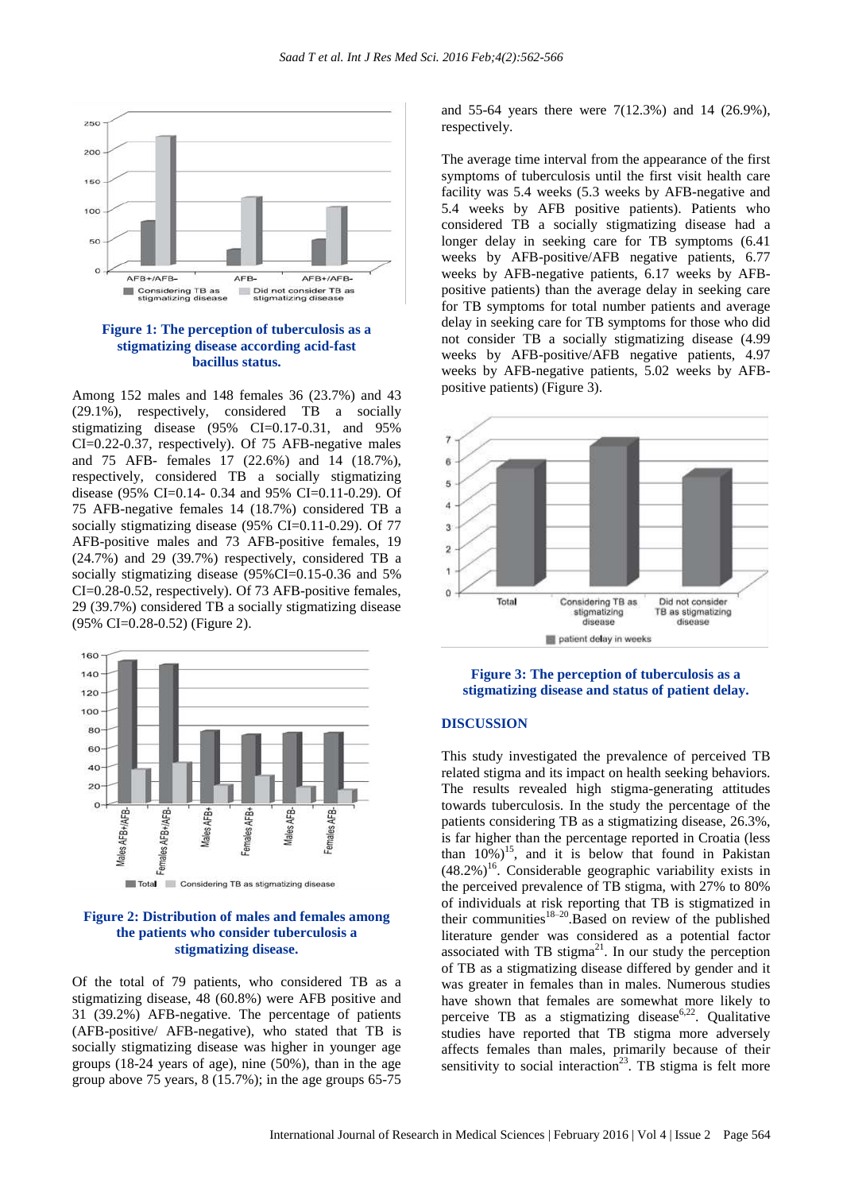**Figure 1: The perception of tuberculosis as a stigmatizing disease according acid-fast bacillus status.**

Among 152 males and 148 females 36 (23.7%) and 43 (29.1%), respectively, considered TB a socially stigmatizing disease (95% CI=0.17-0.31, and 95% CI=0.22-0.37, respectively). Of 75 AFB-negative males and 75 AFB- females 17 (22.6%) and 14 (18.7%), respectively, considered TB a socially stigmatizing disease (95% CI=0.14- 0.34 and 95% CI=0.11-0.29). Of 75 AFB-negative females 14 (18.7%) considered TB a socially stigmatizing disease (95% CI=0.11-0.29). Of 77 AFB-positive males and 73 AFB-positive females, 19 (24.7%) and 29 (39.7%) respectively, considered TB a socially stigmatizing disease (95%CI=0.15-0.36 and 5% CI=0.28-0.52, respectively). Of 73 AFB-positive females, 29 (39.7%) considered TB a socially stigmatizing disease (95% CI=0.28-0.52) (Figure 2).

**Figure 2: Distribution of males and females among the patients who consider tuberculosis a stigmatizing disease.**

Of the total of 79 patients, who considered TB as a stigmatizing disease, 48 (60.8%) were AFB positive and 31 (39.2%) AFB-negative. The percentage of patients (AFB-positive/ AFB-negative), who stated that TB is socially stigmatizing disease was higher in younger age groups (18-24 years of age), nine (50%), than in the age group above 75 years, 8 (15.7%); in the age groups 65-75 and 55-64 years there were 7(12.3%) and 14 (26.9%), respectively.

The average time interval from the appearance of the first symptoms of tuberculosis until the first visit health care facility was 5.4 weeks (5.3 weeks by AFB-negative and 5.4 weeks by AFB positive patients). Patients who considered TB a socially stigmatizing disease had a longer delay in seeking care for TB symptoms (6.41 weeks by AFB-positive/AFB negative patients, 6.77 weeks by AFB-negative patients, 6.17 weeks by AFB-positive patients) than the average delay in seeking care for TB symptoms for total number patients and average delay in seeking care for TB symptoms for those who did not consider TB a socially stigmatizing disease (4.99 weeks by AFB-positive/AFB negative patients, 4.97 weeks by AFB-negative patients, 5.02 weeks by AFB-positive patients) (Figure 3).

**Figure 3: The perception of tuberculosis as a stigmatizing disease and status of patient delay.**

## DISCUSSION

This study investigated the prevalence of perceived TB related stigma and its impact on health seeking behaviors. The results revealed high stigma-generating attitudes towards tuberculosis. In the study the percentage of the patients considering TB as a stigmatizing disease, 26.3%, is far higher than the percentage reported in Croatia (less than 10%)[15], and it is below that found in Pakistan (48.2%)[16]. Considerable geographic variability exists in the perceived prevalence of TB stigma, with 27% to 80% of individuals at risk reporting that TB is stigmatized in their communities[18–20].Based on review of the published literature gender was considered as a potential factor associated with TB stigma[21]. In our study the perception of TB as a stigmatizing disease differed by gender and it was greater in females than in males. Numerous studies have shown that females are somewhat more likely to perceive TB as a stigmatizing disease[6,22]. Qualitative studies have reported that TB stigma more adversely affects females than males, primarily because of their sensitivity to social interaction[23]. TB stigma is felt more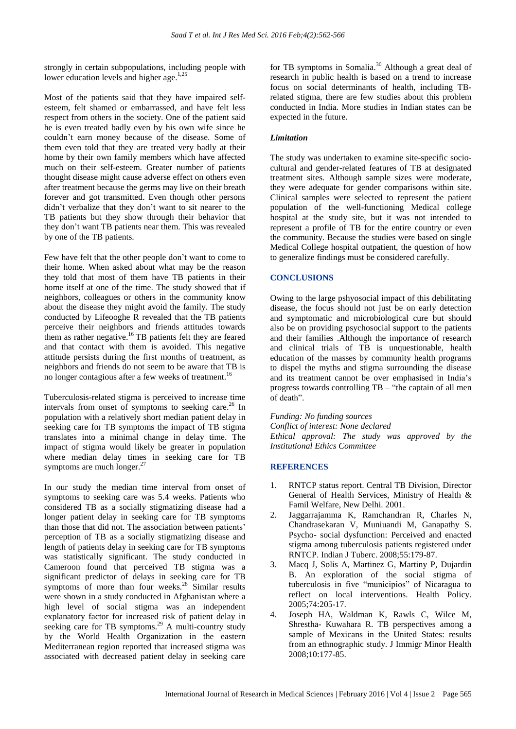strongly in certain subpopulations, including people with lower education levels and higher age.[1,25]

Most of the patients said that they have impaired self-esteem, felt shamed or embarrassed, and have felt less respect from others in the society. One of the patient said he is even treated badly even by his own wife since he couldn't earn money because of the disease. Some of them even told that they are treated very badly at their home by their own family members which have affected much on their self-esteem. Greater number of patients thought disease might cause adverse effect on others even after treatment because the germs may live on their breath forever and got transmitted. Even though other persons didn't verbalize that they don't want to sit nearer to the TB patients but they show through their behavior that they don't want TB patients near them. This was revealed by one of the TB patients.

Few have felt that the other people don't want to come to their home. When asked about what may be the reason they told that most of them have TB patients in their home itself at one of the time. The study showed that if neighbors, colleagues or others in the community know about the disease they might avoid the family. The study conducted by Lifeooghe R revealed that the TB patients perceive their neighbors and friends attitudes towards them as rather negative.[16] TB patients felt they are feared and that contact with them is avoided. This negative attitude persists during the first months of treatment, as neighbors and friends do not seem to be aware that TB is no longer contagious after a few weeks of treatment.[16]

Tuberculosis-related stigma is perceived to increase time intervals from onset of symptoms to seeking care.[26] In population with a relatively short median patient delay in seeking care for TB symptoms the impact of TB stigma translates into a minimal change in delay time. The impact of stigma would likely be greater in population where median delay times in seeking care for TB symptoms are much longer.[27]

In our study the median time interval from onset of symptoms to seeking care was 5.4 weeks. Patients who considered TB as a socially stigmatizing disease had a longer patient delay in seeking care for TB symptoms than those that did not. The association between patients' perception of TB as a socially stigmatizing disease and length of patients delay in seeking care for TB symptoms was statistically significant. The study conducted in Cameroon found that perceived TB stigma was a significant predictor of delays in seeking care for TB symptoms of more than four weeks.[28] Similar results were shown in a study conducted in Afghanistan where a high level of social stigma was an independent explanatory factor for increased risk of patient delay in seeking care for TB symptoms.[29] A multi-country study by the World Health Organization in the eastern Mediterranean region reported that increased stigma was associated with decreased patient delay in seeking care for TB symptoms in Somalia.[30] Although a great deal of research in public health is based on a trend to increase focus on social determinants of health, including TB-related stigma, there are few studies about this problem conducted in India. More studies in Indian states can be expected in the future.

### *Limitation*

The study was undertaken to examine site-specific socio-cultural and gender-related features of TB at designated treatment sites. Although sample sizes were moderate, they were adequate for gender comparisons within site. Clinical samples were selected to represent the patient population of the well-functioning Medical college hospital at the study site, but it was not intended to represent a profile of TB for the entire country or even the community. Because the studies were based on single Medical College hospital outpatient, the question of how to generalize findings must be considered carefully.

## CONCLUSIONS

Owing to the large pshyosocial impact of this debilitating disease, the focus should not just be on early detection and symptomatic and microbiological cure but should also be on providing psychosocial support to the patients and their families .Although the importance of research and clinical trials of TB is unquestionable, health education of the masses by community health programs to dispel the myths and stigma surrounding the disease and its treatment cannot be over emphasised in India's progress towards controlling TB – "the captain of all men of death".

*Funding: No funding sources*
*Conflict of interest: None declared*
*Ethical approval: The study was approved by the Institutional Ethics Committee*

## REFERENCES

1. RNTCP status report. Central TB Division, Director General of Health Services, Ministry of Health & Famil Welfare, New Delhi. 2001.
2. Jaggarrajamma K, Ramchandran R, Charles N, Chandrasekaran V, Muniuandi M, Ganapathy S. Psycho- social dysfunction: Perceived and enacted stigma among tuberculosis patients registered under RNTCP. Indian J Tuberc. 2008;55:179-87.
3. Macq J, Solis A, Martinez G, Martiny P, Dujardin B. An exploration of the social stigma of tuberculosis in five "municipios" of Nicaragua to reflect on local interventions. Health Policy. 2005;74:205-17.
4. Joseph HA, Waldman K, Rawls C, Wilce M, Shrestha- Kuwahara R. TB perspectives among a sample of Mexicans in the United States: results from an ethnographic study. J Immigr Minor Health 2008;10:177-85.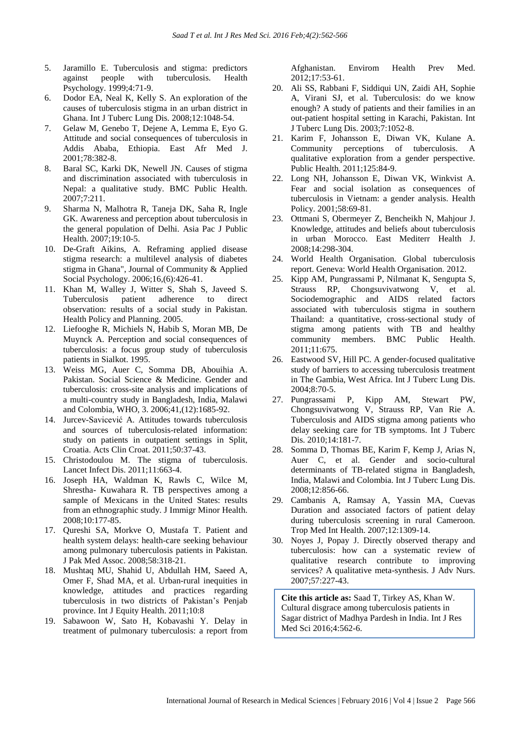5. Jaramillo E. Tuberculosis and stigma: predictors against people with tuberculosis. Health Psychology. 1999;4:71-9.
6. Dodor EA, Neal K, Kelly S. An exploration of the causes of tuberculosis stigma in an urban district in Ghana. Int J Tuberc Lung Dis. 2008;12:1048-54.
7. Gelaw M, Genebo T, Dejene A, Lemma E, Eyo G. Attitude and social consequences of tuberculosis in Addis Ababa, Ethiopia. East Afr Med J. 2001;78:382-8.
8. Baral SC, Karki DK, Newell JN. Causes of stigma and discrimination associated with tuberculosis in Nepal: a qualitative study. BMC Public Health. 2007;7:211.
9. Sharma N, Malhotra R, Taneja DK, Saha R, Ingle GK. Awareness and perception about tuberculosis in the general population of Delhi. Asia Pac J Public Health. 2007;19:10-5.
10. De-Graft Aikins, A. Reframing applied disease stigma research: a multilevel analysis of diabetes stigma in Ghana", Journal of Community & Applied Social Psychology. 2006;16,(6):426-41.
11. Khan M, Walley J, Witter S, Shah S, Javeed S. Tuberculosis patient adherence to direct observation: results of a social study in Pakistan. Health Policy and Planning. 2005.
12. Liefooghe R, Michiels N, Habib S, Moran MB, De Muynck A. Perception and social consequences of tuberculosis: a focus group study of tuberculosis patients in Sialkot. 1995.
13. Weiss MG, Auer C, Somma DB, Abouihia A. Pakistan. Social Science & Medicine. Gender and tuberculosis: cross-site analysis and implications of a multi-country study in Bangladesh, India, Malawi and Colombia, WHO, 3. 2006;41,(12):1685-92.
14. Jurcev-Savicević A. Attitudes towards tuberculosis and sources of tuberculosis-related information: study on patients in outpatient settings in Split, Croatia. Acts Clin Croat. 2011;50:37-43.
15. Christodoulou M. The stigma of tuberculosis. Lancet Infect Dis. 2011;11:663-4.
16. Joseph HA, Waldman K, Rawls C, Wilce M, Shrestha- Kuwahara R. TB perspectives among a sample of Mexicans in the United States: results from an ethnographic study. J Immigr Minor Health. 2008;10:177-85.
17. Qureshi SA, Morkve O, Mustafa T. Patient and health system delays: health-care seeking behaviour among pulmonary tuberculosis patients in Pakistan. J Pak Med Assoc. 2008;58:318-21.
18. Mushtaq MU, Shahid U, Abdullah HM, Saeed A, Omer F, Shad MA, et al. Urban-rural inequities in knowledge, attitudes and practices regarding tuberculosis in two districts of Pakistan's Penjab province. Int J Equity Health. 2011;10:8
19. Sabawoon W, Sato H, Kobavashi Y. Delay in treatment of pulmonary tuberculosis: a report from Afghanistan. Envirom Health Prev Med. 2012;17:53-61.
20. Ali SS, Rabbani F, Siddiqui UN, Zaidi AH, Sophie A, Virani SJ, et al. Tuberculosis: do we know enough? A study of patients and their families in an out-patient hospital setting in Karachi, Pakistan. Int J Tuberc Lung Dis. 2003;7:1052-8.
21. Karim F, Johansson E, Diwan VK, Kulane A. Community perceptions of tuberculosis. A qualitative exploration from a gender perspective. Public Health. 2011;125:84-9.
22. Long NH, Johansson E, Diwan VK, Winkvist A. Fear and social isolation as consequences of tuberculosis in Vietnam: a gender analysis. Health Policy. 2001;58:69-81.
23. Ottmani S, Obermeyer Z, Bencheikh N, Mahjour J. Knowledge, attitudes and beliefs about tuberculosis in urban Morocco. East Mediterr Health J. 2008;14:298-304.
24. World Health Organisation. Global tuberculosis report. Geneva: World Health Organisation. 2012.
25. Kipp AM, Pungrassami P, Nilmanat K, Sengupta S, Strauss RP, Chongsuvivatwong V, et al. Sociodemographic and AIDS related factors associated with tuberculosis stigma in southern Thailand: a quantitative, cross-sectional study of stigma among patients with TB and healthy community members. BMC Public Health. 2011;11:675.
26. Eastwood SV, Hill PC. A gender-focused qualitative study of barriers to accessing tuberculosis treatment in The Gambia, West Africa. Int J Tuberc Lung Dis. 2004;8:70-5.
27. Pungrassami P, Kipp AM, Stewart PW, Chongsuvivatwong V, Strauss RP, Van Rie A. Tuberculosis and AIDS stigma among patients who delay seeking care for TB symptoms. Int J Tuberc Dis. 2010;14:181-7.
28. Somma D, Thomas BE, Karim F, Kemp J, Arias N, Auer C, et al. Gender and socio-cultural determinants of TB-related stigma in Bangladesh, India, Malawi and Colombia. Int J Tuberc Lung Dis. 2008;12:856-66.
29. Cambanis A, Ramsay A, Yassin MA, Cuevas Duration and associated factors of patient delay during tuberculosis screening in rural Cameroon. Trop Med Int Health. 2007;12:1309-14.
30. Noyes J, Popay J. Directly observed therapy and tuberculosis: how can a systematic review of qualitative research contribute to improving services? A qualitative meta-synthesis. J Adv Nurs. 2007;57:227-43.

**Cite this article as:** Saad T, Tirkey AS, Khan W. Cultural disgrace among tuberculosis patients in Sagar district of Madhya Pardesh in India. Int J Res Med Sci 2016;4:562-6.